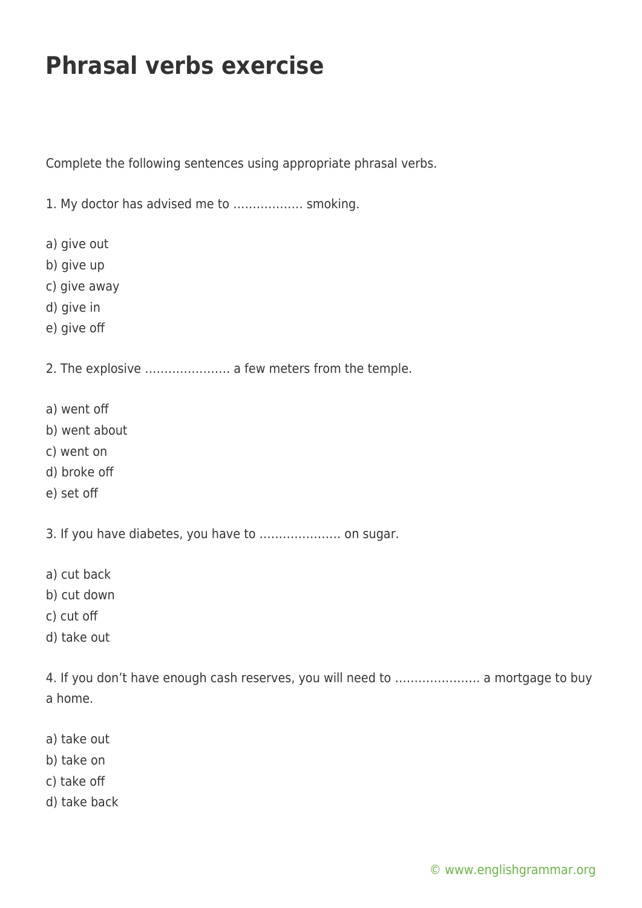# Phrasal verbs exercise

Complete the following sentences using appropriate phrasal verbs.

1. My doctor has advised me to …………….. smoking.

a) give out
b) give up
c) give away
d) give in
e) give off

2. The explosive …………………. a few meters from the temple.

a) went off
b) went about
c) went on
d) broke off
e) set off

3. If you have diabetes, you have to ………………… on sugar.

a) cut back
b) cut down
c) cut off
d) take out

4. If you don't have enough cash reserves, you will need to …………………. a mortgage to buy a home.

a) take out
b) take on
c) take off
d) take back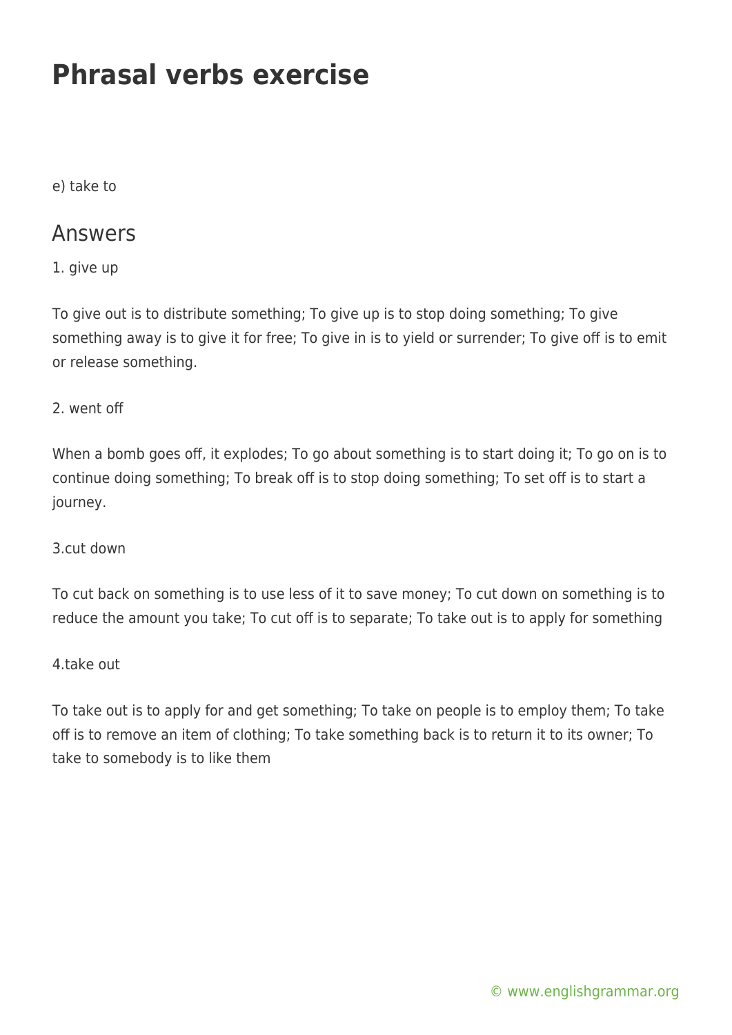# Phrasal verbs exercise

e) take to

## Answers

1. give up

To give out is to distribute something; To give up is to stop doing something; To give something away is to give it for free; To give in is to yield or surrender; To give off is to emit or release something.

2. went off

When a bomb goes off, it explodes; To go about something is to start doing it; To go on is to continue doing something; To break off is to stop doing something; To set off is to start a journey.

3.cut down

To cut back on something is to use less of it to save money; To cut down on something is to reduce the amount you take; To cut off is to separate; To take out is to apply for something

4.take out

To take out is to apply for and get something; To take on people is to employ them; To take off is to remove an item of clothing; To take something back is to return it to its owner; To take to somebody is to like them